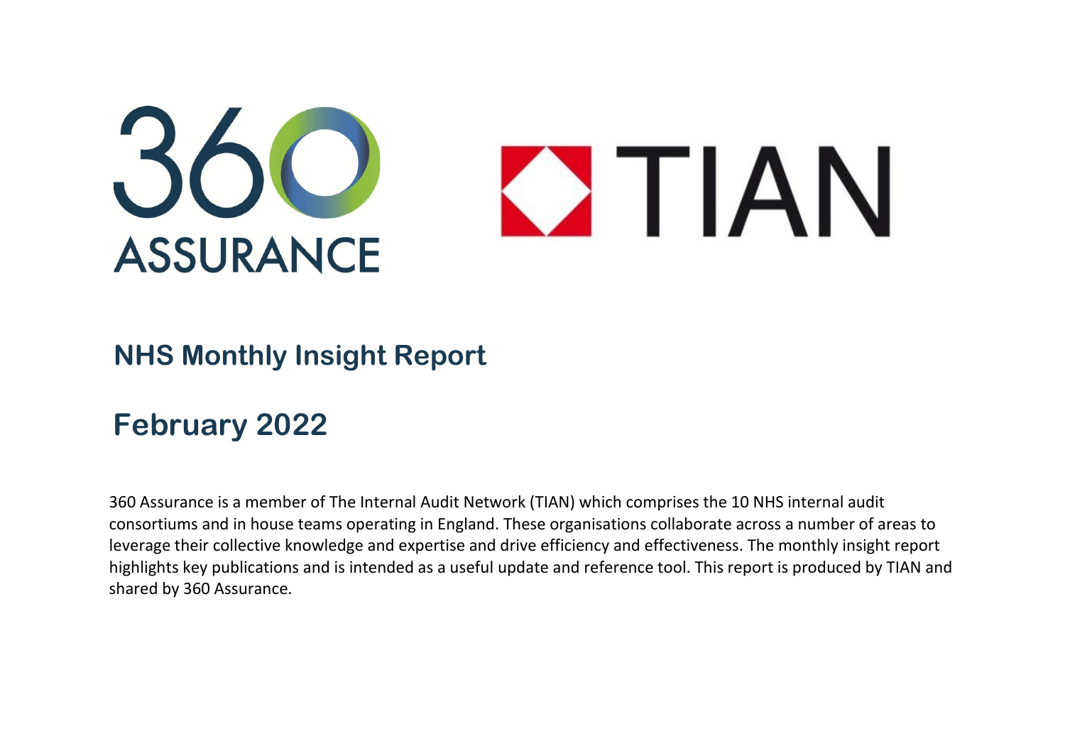# NHS Monthly Insight Report

## February 2022

360 Assurance is a member of The Internal Audit Network (TIAN) which comprises the 10 NHS internal audit consortiums and in house teams operating in England. These organisations collaborate across a number of areas to leverage their collective knowledge and expertise and drive efficiency and effectiveness. The monthly insight report highlights key publications and is intended as a useful update and reference tool. This report is produced by TIAN and shared by 360 Assurance.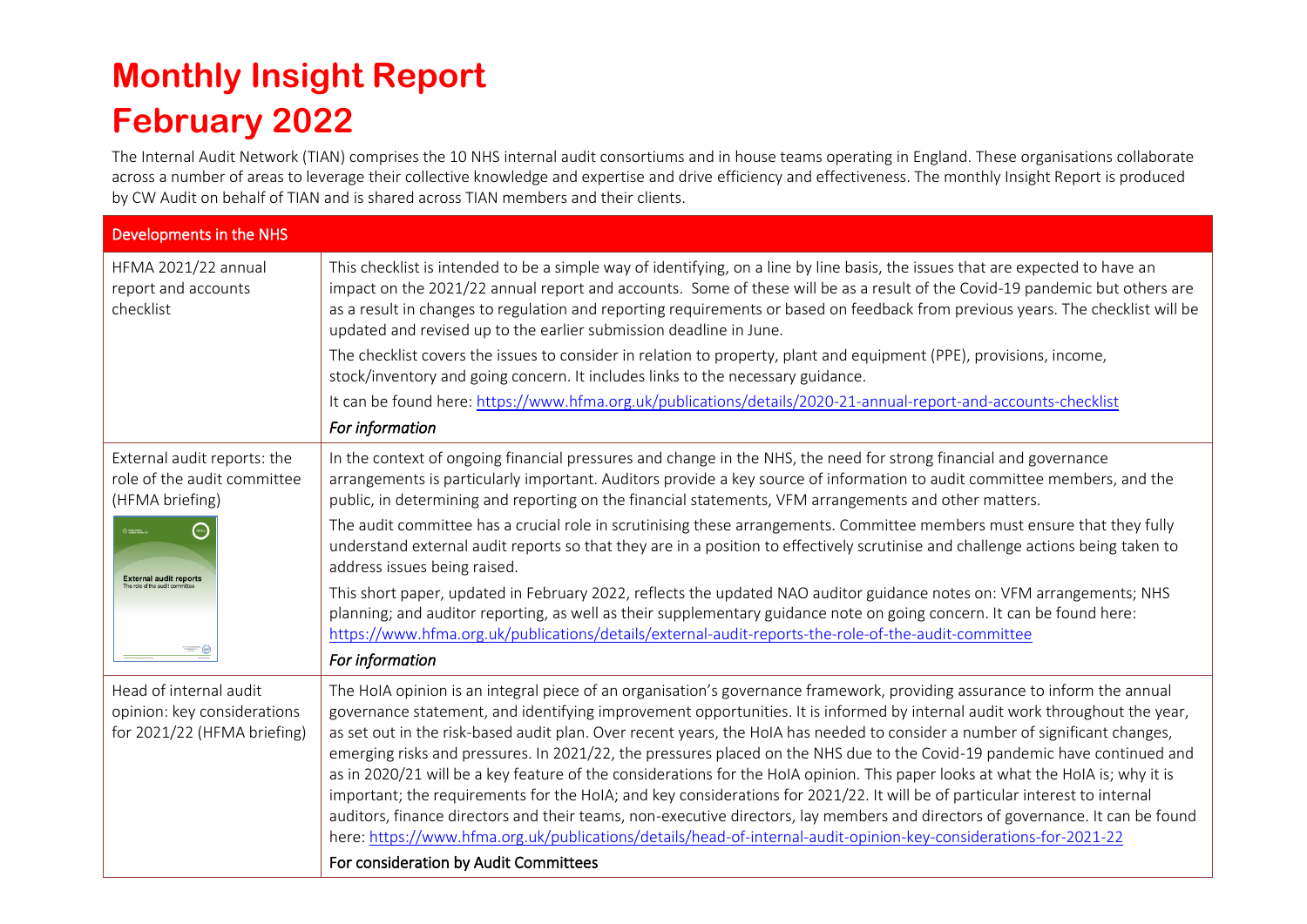# Monthly Insight Report
# February 2022

The Internal Audit Network (TIAN) comprises the 10 NHS internal audit consortiums and in house teams operating in England. These organisations collaborate across a number of areas to leverage their collective knowledge and expertise and drive efficiency and effectiveness. The monthly Insight Report is produced by CW Audit on behalf of TIAN and is shared across TIAN members and their clients.

| Developments in the NHS | |
|---|---|
| HFMA 2021/22 annual report and accounts checklist | This checklist is intended to be a simple way of identifying, on a line by line basis, the issues that are expected to have an impact on the 2021/22 annual report and accounts. Some of these will be as a result of the Covid-19 pandemic but others are as a result in changes to regulation and reporting requirements or based on feedback from previous years. The checklist will be updated and revised up to the earlier submission deadline in June.<br>The checklist covers the issues to consider in relation to property, plant and equipment (PPE), provisions, income, stock/inventory and going concern. It includes links to the necessary guidance.<br>It can be found here: https://www.hfma.org.uk/publications/details/2020-21-annual-report-and-accounts-checklist<br>*For information* |
| External audit reports: the role of the audit committee (HFMA briefing) | In the context of ongoing financial pressures and change in the NHS, the need for strong financial and governance arrangements is particularly important. Auditors provide a key source of information to audit committee members, and the public, in determining and reporting on the financial statements, VFM arrangements and other matters.<br>The audit committee has a crucial role in scrutinising these arrangements. Committee members must ensure that they fully understand external audit reports so that they are in a position to effectively scrutinise and challenge actions being taken to address issues being raised.<br>This short paper, updated in February 2022, reflects the updated NAO auditor guidance notes on: VFM arrangements; NHS planning; and auditor reporting, as well as their supplementary guidance note on going concern. It can be found here: https://www.hfma.org.uk/publications/details/external-audit-reports-the-role-of-the-audit-committee<br>*For information* |
| Head of internal audit opinion: key considerations for 2021/22 (HFMA briefing) | The HoIA opinion is an integral piece of an organisation's governance framework, providing assurance to inform the annual governance statement, and identifying improvement opportunities. It is informed by internal audit work throughout the year, as set out in the risk-based audit plan. Over recent years, the HoIA has needed to consider a number of significant changes, emerging risks and pressures. In 2021/22, the pressures placed on the NHS due to the Covid-19 pandemic have continued and as in 2020/21 will be a key feature of the considerations for the HoIA opinion. This paper looks at what the HoIA is; why it is important; the requirements for the HoIA; and key considerations for 2021/22. It will be of particular interest to internal auditors, finance directors and their teams, non-executive directors, lay members and directors of governance. It can be found here: https://www.hfma.org.uk/publications/details/head-of-internal-audit-opinion-key-considerations-for-2021-22<br>For consideration by Audit Committees |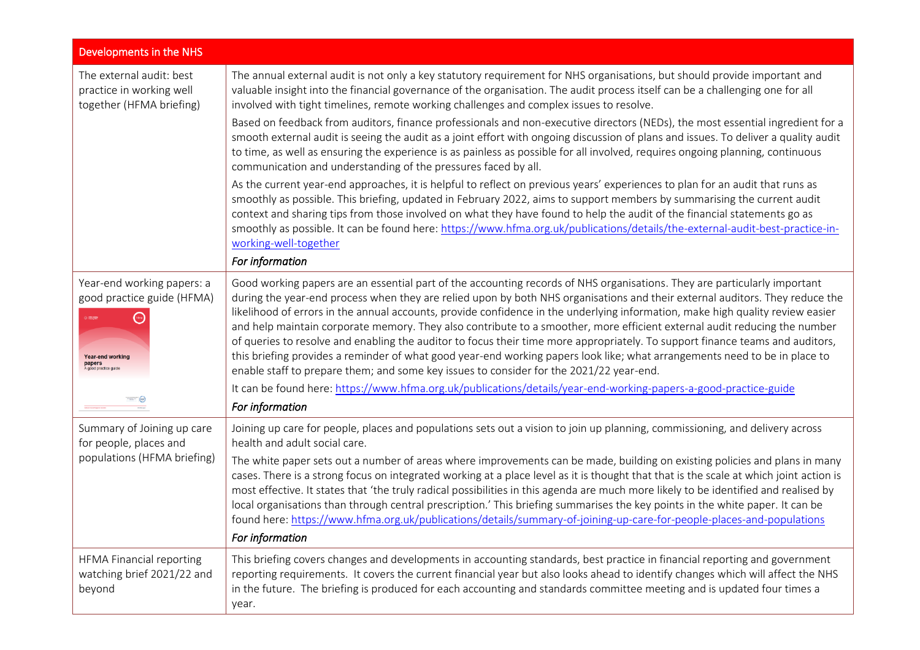| Developments in the NHS | |
|---|---|
| The external audit: best practice in working well together (HFMA briefing) | The annual external audit is not only a key statutory requirement for NHS organisations, but should provide important and valuable insight into the financial governance of the organisation. The audit process itself can be a challenging one for all involved with tight timelines, remote working challenges and complex issues to resolve.<br><br>Based on feedback from auditors, finance professionals and non-executive directors (NEDs), the most essential ingredient for a smooth external audit is seeing the audit as a joint effort with ongoing discussion of plans and issues. To deliver a quality audit to time, as well as ensuring the experience is as painless as possible for all involved, requires ongoing planning, continuous communication and understanding of the pressures faced by all.<br><br>As the current year-end approaches, it is helpful to reflect on previous years' experiences to plan for an audit that runs as smoothly as possible. This briefing, updated in February 2022, aims to support members by summarising the current audit context and sharing tips from those involved on what they have found to help the audit of the financial statements go as smoothly as possible. It can be found here: https://www.hfma.org.uk/publications/details/the-external-audit-best-practice-in-working-well-together<br><br>***For information*** |
| Year-end working papers: a good practice guide (HFMA) | Good working papers are an essential part of the accounting records of NHS organisations. They are particularly important during the year-end process when they are relied upon by both NHS organisations and their external auditors. They reduce the likelihood of errors in the annual accounts, provide confidence in the underlying information, make high quality review easier and help maintain corporate memory. They also contribute to a smoother, more efficient external audit reducing the number of queries to resolve and enabling the auditor to focus their time more appropriately. To support finance teams and auditors, this briefing provides a reminder of what good year-end working papers look like; what arrangements need to be in place to enable staff to prepare them; and some key issues to consider for the 2021/22 year-end.<br><br>It can be found here: https://www.hfma.org.uk/publications/details/year-end-working-papers-a-good-practice-guide<br><br>***For information*** |
| Summary of Joining up care for people, places and populations (HFMA briefing) | Joining up care for people, places and populations sets out a vision to join up planning, commissioning, and delivery across health and adult social care.<br><br>The white paper sets out a number of areas where improvements can be made, building on existing policies and plans in many cases. There is a strong focus on integrated working at a place level as it is thought that that is the scale at which joint action is most effective. It states that 'the truly radical possibilities in this agenda are much more likely to be identified and realised by local organisations than through central prescription.' This briefing summarises the key points in the white paper. It can be found here: https://www.hfma.org.uk/publications/details/summary-of-joining-up-care-for-people-places-and-populations<br><br>***For information*** |
| HFMA Financial reporting watching brief 2021/22 and beyond | This briefing covers changes and developments in accounting standards, best practice in financial reporting and government reporting requirements. It covers the current financial year but also looks ahead to identify changes which will affect the NHS in the future. The briefing is produced for each accounting and standards committee meeting and is updated four times a year. |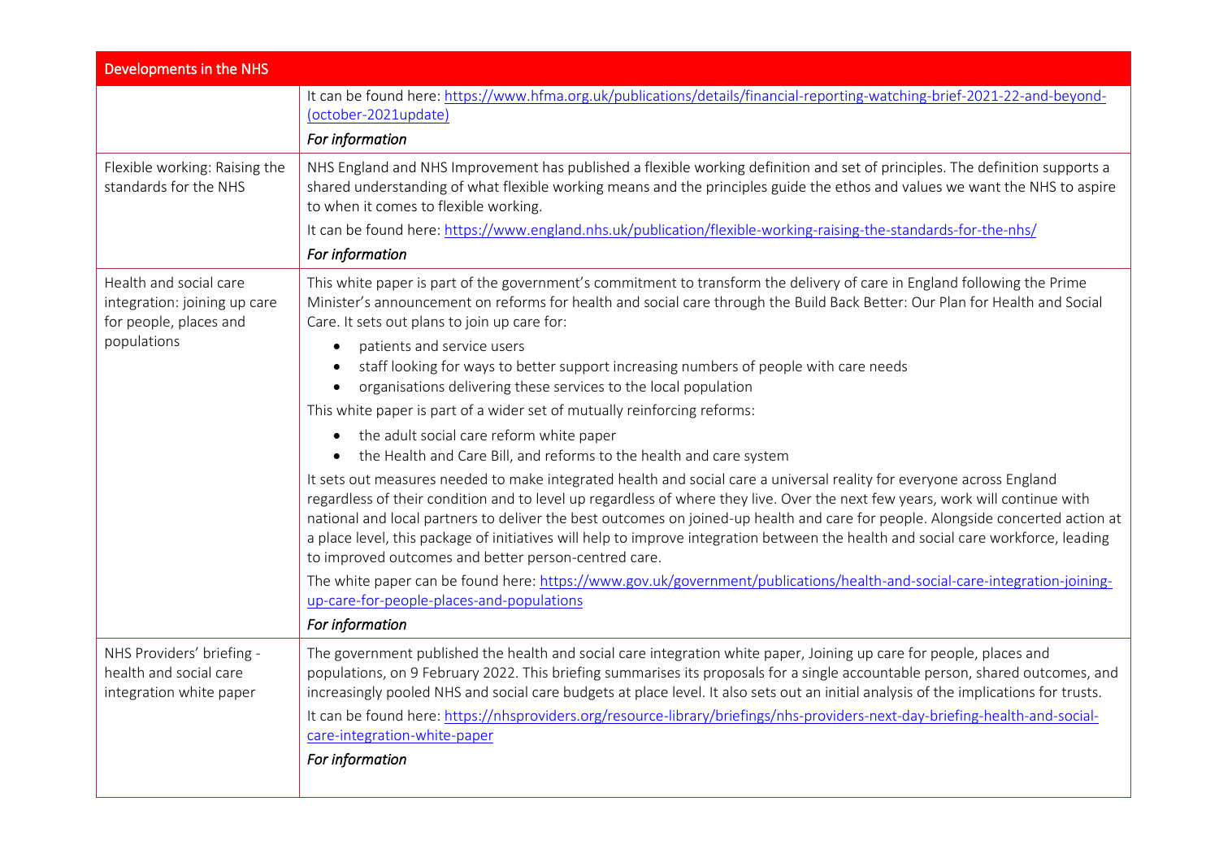| Developments in the NHS | |
|---|---|
| | It can be found here: https://www.hfma.org.uk/publications/details/financial-reporting-watching-brief-2021-22-and-beyond-(october-2021update)<br>*For information* |
| Flexible working: Raising the standards for the NHS | NHS England and NHS Improvement has published a flexible working definition and set of principles. The definition supports a shared understanding of what flexible working means and the principles guide the ethos and values we want the NHS to aspire to when it comes to flexible working.<br>It can be found here: https://www.england.nhs.uk/publication/flexible-working-raising-the-standards-for-the-nhs/<br>*For information* |
| Health and social care integration: joining up care for people, places and populations | This white paper is part of the government's commitment to transform the delivery of care in England following the Prime Minister's announcement on reforms for health and social care through the Build Back Better: Our Plan for Health and Social Care. It sets out plans to join up care for:<br>• patients and service users<br>• staff looking for ways to better support increasing numbers of people with care needs<br>• organisations delivering these services to the local population<br>This white paper is part of a wider set of mutually reinforcing reforms:<br>• the adult social care reform white paper<br>• the Health and Care Bill, and reforms to the health and care system<br>It sets out measures needed to make integrated health and social care a universal reality for everyone across England regardless of their condition and to level up regardless of where they live. Over the next few years, work will continue with national and local partners to deliver the best outcomes on joined-up health and care for people. Alongside concerted action at a place level, this package of initiatives will help to improve integration between the health and social care workforce, leading to improved outcomes and better person-centred care.<br>The white paper can be found here: https://www.gov.uk/government/publications/health-and-social-care-integration-joining-up-care-for-people-places-and-populations<br>*For information* |
| NHS Providers' briefing - health and social care integration white paper | The government published the health and social care integration white paper, Joining up care for people, places and populations, on 9 February 2022. This briefing summarises its proposals for a single accountable person, shared outcomes, and increasingly pooled NHS and social care budgets at place level. It also sets out an initial analysis of the implications for trusts.<br>It can be found here: https://nhsproviders.org/resource-library/briefings/nhs-providers-next-day-briefing-health-and-social-care-integration-white-paper<br>*For information* |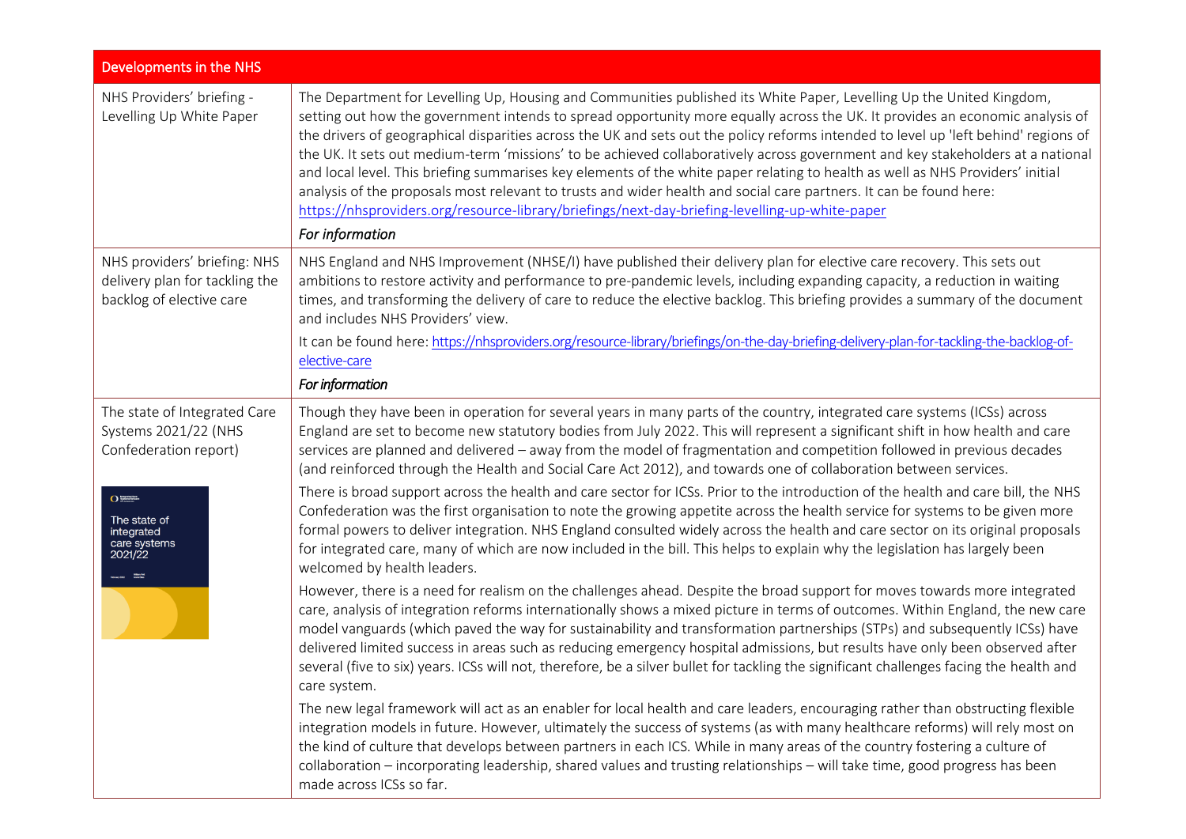| Developments in the NHS | |
|---|---|
| NHS Providers' briefing - Levelling Up White Paper | The Department for Levelling Up, Housing and Communities published its White Paper, Levelling Up the United Kingdom, setting out how the government intends to spread opportunity more equally across the UK. It provides an economic analysis of the drivers of geographical disparities across the UK and sets out the policy reforms intended to level up 'left behind' regions of the UK. It sets out medium-term 'missions' to be achieved collaboratively across government and key stakeholders at a national and local level. This briefing summarises key elements of the white paper relating to health as well as NHS Providers' initial analysis of the proposals most relevant to trusts and wider health and social care partners. It can be found here: https://nhsproviders.org/resource-library/briefings/next-day-briefing-levelling-up-white-paper<br><br>*For information* |
| NHS providers' briefing: NHS delivery plan for tackling the backlog of elective care | NHS England and NHS Improvement (NHSE/I) have published their delivery plan for elective care recovery. This sets out ambitions to restore activity and performance to pre-pandemic levels, including expanding capacity, a reduction in waiting times, and transforming the delivery of care to reduce the elective backlog. This briefing provides a summary of the document and includes NHS Providers' view.<br><br>It can be found here: https://nhsproviders.org/resource-library/briefings/on-the-day-briefing-delivery-plan-for-tackling-the-backlog-of-elective-care<br><br>*For information* |
| The state of Integrated Care Systems 2021/22 (NHS Confederation report) | Though they have been in operation for several years in many parts of the country, integrated care systems (ICSs) across England are set to become new statutory bodies from July 2022. This will represent a significant shift in how health and care services are planned and delivered – away from the model of fragmentation and competition followed in previous decades (and reinforced through the Health and Social Care Act 2012), and towards one of collaboration between services.<br><br>There is broad support across the health and care sector for ICSs. Prior to the introduction of the health and care bill, the NHS Confederation was the first organisation to note the growing appetite across the health service for systems to be given more formal powers to deliver integration. NHS England consulted widely across the health and care sector on its original proposals for integrated care, many of which are now included in the bill. This helps to explain why the legislation has largely been welcomed by health leaders.<br><br>However, there is a need for realism on the challenges ahead. Despite the broad support for moves towards more integrated care, analysis of integration reforms internationally shows a mixed picture in terms of outcomes. Within England, the new care model vanguards (which paved the way for sustainability and transformation partnerships (STPs) and subsequently ICSs) have delivered limited success in areas such as reducing emergency hospital admissions, but results have only been observed after several (five to six) years. ICSs will not, therefore, be a silver bullet for tackling the significant challenges facing the health and care system.<br><br>The new legal framework will act as an enabler for local health and care leaders, encouraging rather than obstructing flexible integration models in future. However, ultimately the success of systems (as with many healthcare reforms) will rely most on the kind of culture that develops between partners in each ICS. While in many areas of the country fostering a culture of collaboration – incorporating leadership, shared values and trusting relationships – will take time, good progress has been made across ICSs so far. |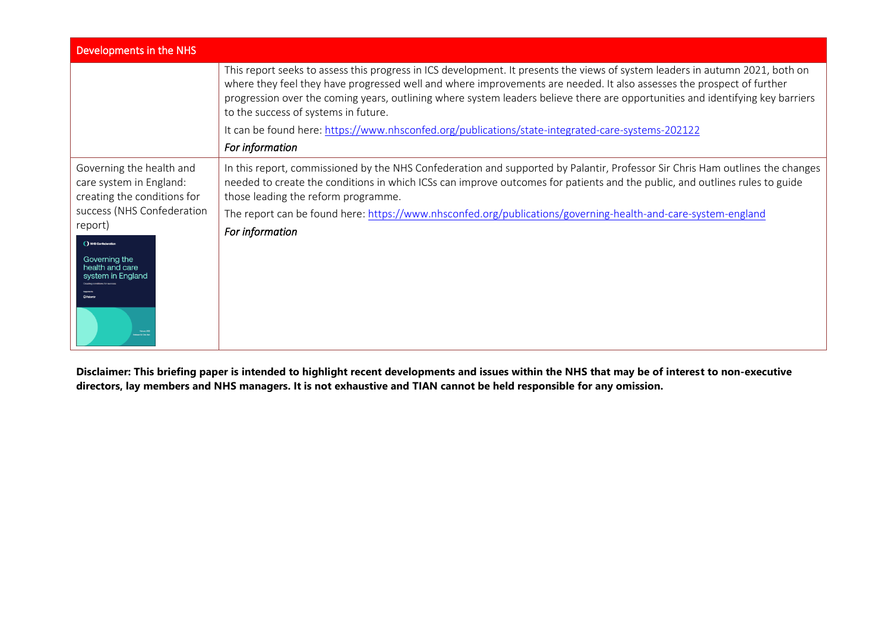| Developments in the NHS | |
|---|---|
| | This report seeks to assess this progress in ICS development. It presents the views of system leaders in autumn 2021, both on where they feel they have progressed well and where improvements are needed. It also assesses the prospect of further progression over the coming years, outlining where system leaders believe there are opportunities and identifying key barriers to the success of systems in future.<br>It can be found here: https://www.nhsconfed.org/publications/state-integrated-care-systems-202122<br>*For information* |
| Governing the health and care system in England: creating the conditions for success (NHS Confederation report) | In this report, commissioned by the NHS Confederation and supported by Palantir, Professor Sir Chris Ham outlines the changes needed to create the conditions in which ICSs can improve outcomes for patients and the public, and outlines rules to guide those leading the reform programme.<br>The report can be found here: https://www.nhsconfed.org/publications/governing-health-and-care-system-england<br>*For information* |

**Disclaimer: This briefing paper is intended to highlight recent developments and issues within the NHS that may be of interest to non-executive directors, lay members and NHS managers. It is not exhaustive and TIAN cannot be held responsible for any omission.**